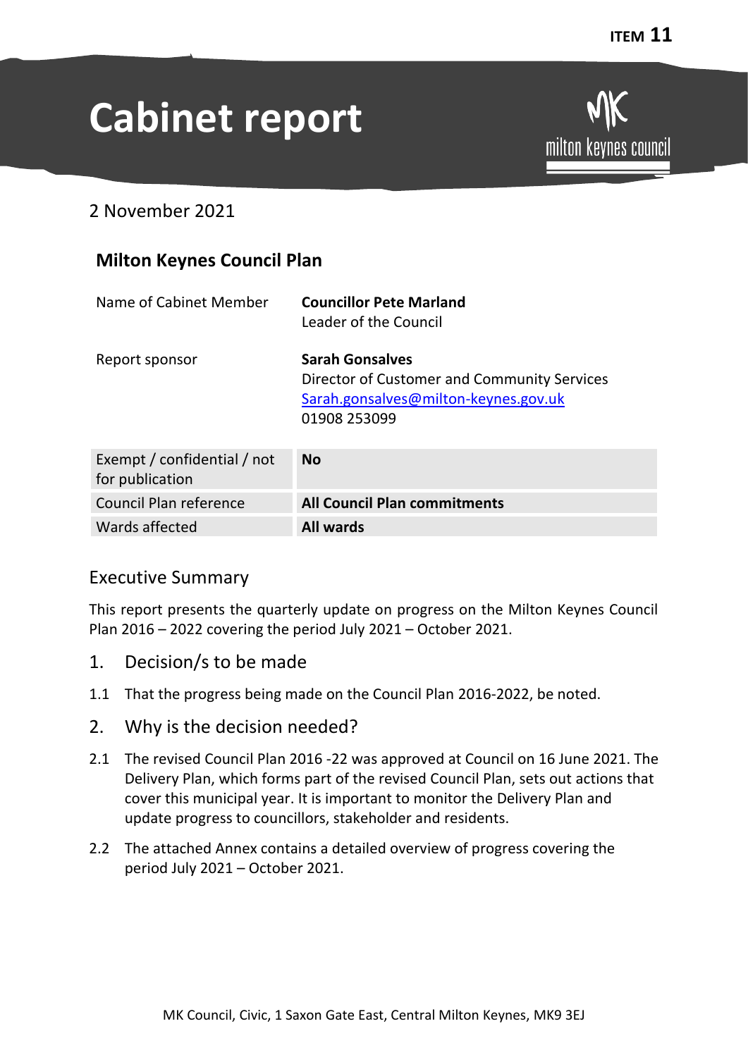ITEM 11

# Cabinet report

2 November 2021

## Milton Keynes Council Plan

| | |
|---|---|
| Name of Cabinet Member | **Councillor Pete Marland**<br>Leader of the Council |
| Report sponsor | **Sarah Gonsalves**<br>Director of Customer and Community Services<br>Sarah.gonsalves@milton-keynes.gov.uk<br>01908 253099 |

| | |
|---|---|
| Exempt / confidential / not for publication | **No** |
| Council Plan reference | **All Council Plan commitments** |
| Wards affected | **All wards** |

## Executive Summary

This report presents the quarterly update on progress on the Milton Keynes Council Plan 2016 – 2022 covering the period July 2021 – October 2021.

## 1. Decision/s to be made

1.1 That the progress being made on the Council Plan 2016-2022, be noted.

## 2. Why is the decision needed?

2.1 The revised Council Plan 2016 -22 was approved at Council on 16 June 2021. The Delivery Plan, which forms part of the revised Council Plan, sets out actions that cover this municipal year. It is important to monitor the Delivery Plan and update progress to councillors, stakeholder and residents.

2.2 The attached Annex contains a detailed overview of progress covering the period July 2021 – October 2021.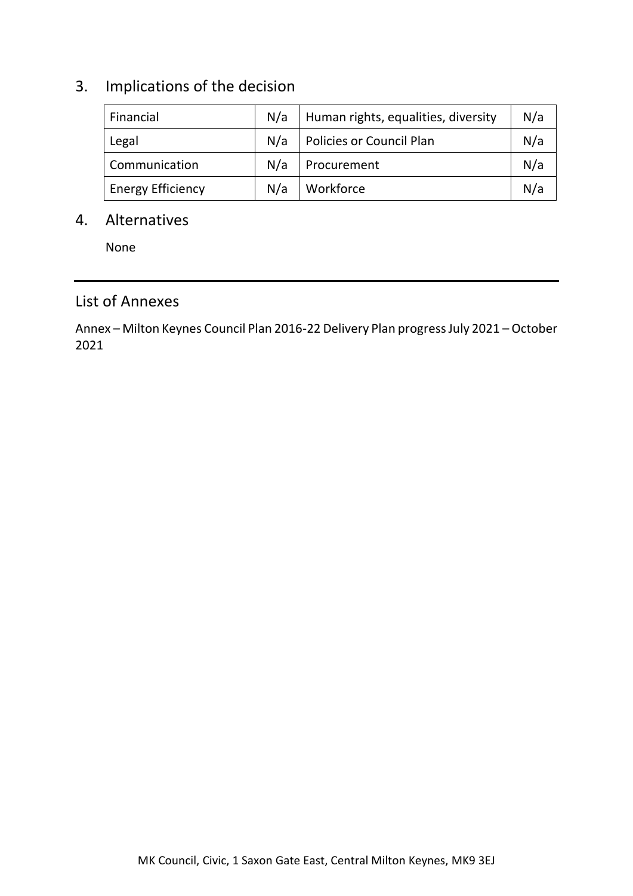## 3. Implications of the decision

| | | | |
|---|---|---|---|
| Financial | N/a | Human rights, equalities, diversity | N/a |
| Legal | N/a | Policies or Council Plan | N/a |
| Communication | N/a | Procurement | N/a |
| Energy Efficiency | N/a | Workforce | N/a |

## 4. Alternatives

None

---

## List of Annexes

Annex – Milton Keynes Council Plan 2016-22 Delivery Plan progress July 2021 – October 2021